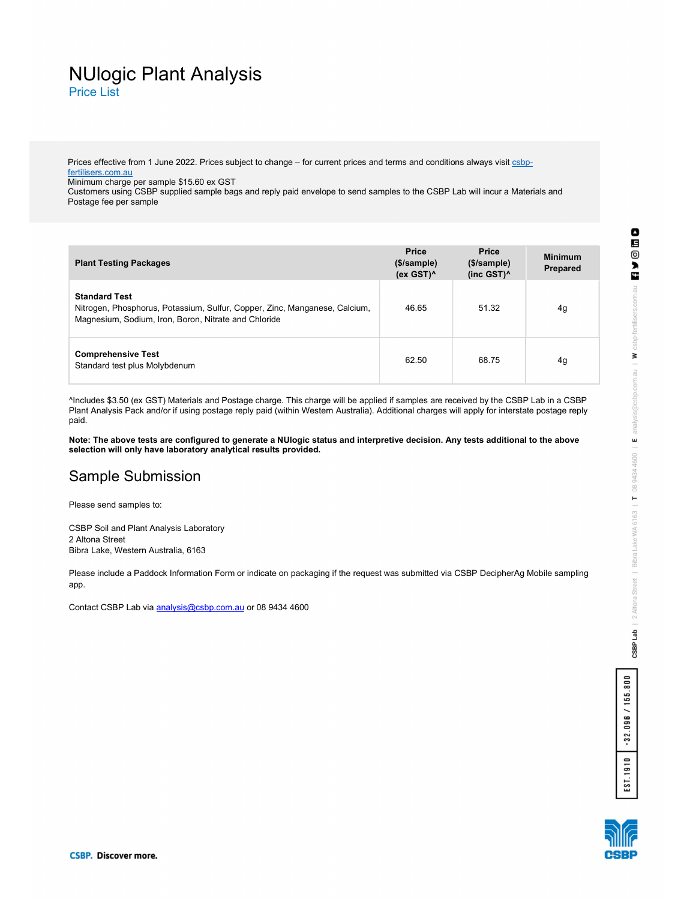# NUlogic Plant Analysis

## Price List

Prices effective from 1 June 2022. Prices subject to change – for current prices and terms and conditions always visit [csbp-fertilisers.com.au](csbp-fertilisers.com.au)
Minimum charge per sample $15.60 ex GST
Customers using CSBP supplied sample bags and reply paid envelope to send samples to the CSBP Lab will incur a Materials and Postage fee per sample

| Plant Testing Packages | Price ($/sample) (ex GST)^ | Price ($/sample) (inc GST)^ | Minimum Prepared |
|---|---|---|---|
| **Standard Test**<br>Nitrogen, Phosphorus, Potassium, Sulfur, Copper, Zinc, Manganese, Calcium, Magnesium, Sodium, Iron, Boron, Nitrate and Chloride | 46.65 | 51.32 | 4g |
| **Comprehensive Test**<br>Standard test plus Molybdenum | 62.50 | 68.75 | 4g |

^Includes $3.50 (ex GST) Materials and Postage charge. This charge will be applied if samples are received by the CSBP Lab in a CSBP Plant Analysis Pack and/or if using postage reply paid (within Western Australia). Additional charges will apply for interstate postage reply paid.

**Note: The above tests are configured to generate a NUlogic status and interpretive decision. Any tests additional to the above selection will only have laboratory analytical results provided.**

## Sample Submission

Please send samples to:

CSBP Soil and Plant Analysis Laboratory
2 Altona Street
Bibra Lake, Western Australia, 6163

Please include a Paddock Information Form or indicate on packaging if the request was submitted via CSBP DecipherAg Mobile sampling app.

Contact CSBP Lab via [analysis@csbp.com.au](mailto:analysis@csbp.com.au) or 08 9434 4600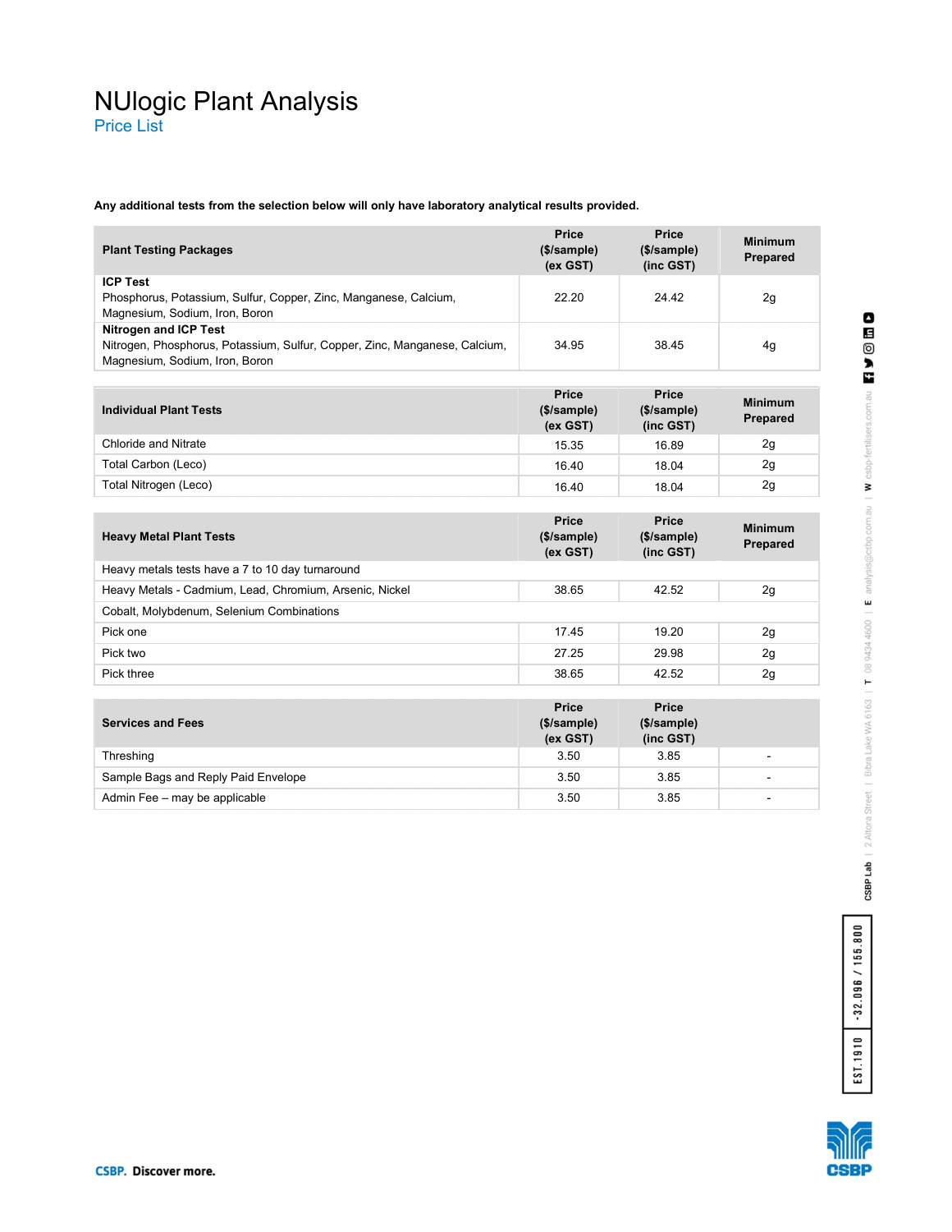# NUlogic Plant Analysis

## Price List

**Any additional tests from the selection below will only have laboratory analytical results provided.**

| Plant Testing Packages | Price ($/sample) (ex GST) | Price ($/sample) (inc GST) | Minimum Prepared |
|---|---|---|---|
| **ICP Test** Phosphorus, Potassium, Sulfur, Copper, Zinc, Manganese, Calcium, Magnesium, Sodium, Iron, Boron | 22.20 | 24.42 | 2g |
| **Nitrogen and ICP Test** Nitrogen, Phosphorus, Potassium, Sulfur, Copper, Zinc, Manganese, Calcium, Magnesium, Sodium, Iron, Boron | 34.95 | 38.45 | 4g |

| Individual Plant Tests | Price ($/sample) (ex GST) | Price ($/sample) (inc GST) | Minimum Prepared |
|---|---|---|---|
| Chloride and Nitrate | 15.35 | 16.89 | 2g |
| Total Carbon (Leco) | 16.40 | 18.04 | 2g |
| Total Nitrogen (Leco) | 16.40 | 18.04 | 2g |

| Heavy Metal Plant Tests | Price ($/sample) (ex GST) | Price ($/sample) (inc GST) | Minimum Prepared |
|---|---|---|---|
| Heavy metals tests have a 7 to 10 day turnaround | | | |
| Heavy Metals - Cadmium, Lead, Chromium, Arsenic, Nickel | 38.65 | 42.52 | 2g |
| Cobalt, Molybdenum, Selenium Combinations | | | |
| Pick one | 17.45 | 19.20 | 2g |
| Pick two | 27.25 | 29.98 | 2g |
| Pick three | 38.65 | 42.52 | 2g |

| Services and Fees | Price ($/sample) (ex GST) | Price ($/sample) (inc GST) | |
|---|---|---|---|
| Threshing | 3.50 | 3.85 | - |
| Sample Bags and Reply Paid Envelope | 3.50 | 3.85 | - |
| Admin Fee – may be applicable | 3.50 | 3.85 | - |

CSBP Lab | 2 Altona Street | Bibra Lake WA 6163 | T 08 9434 4600 | E analysis@csbp.com.au | W csbp-fertilisers.com.au

EST.1910 | -32.096 / 155.800

**CSBP. Discover more.**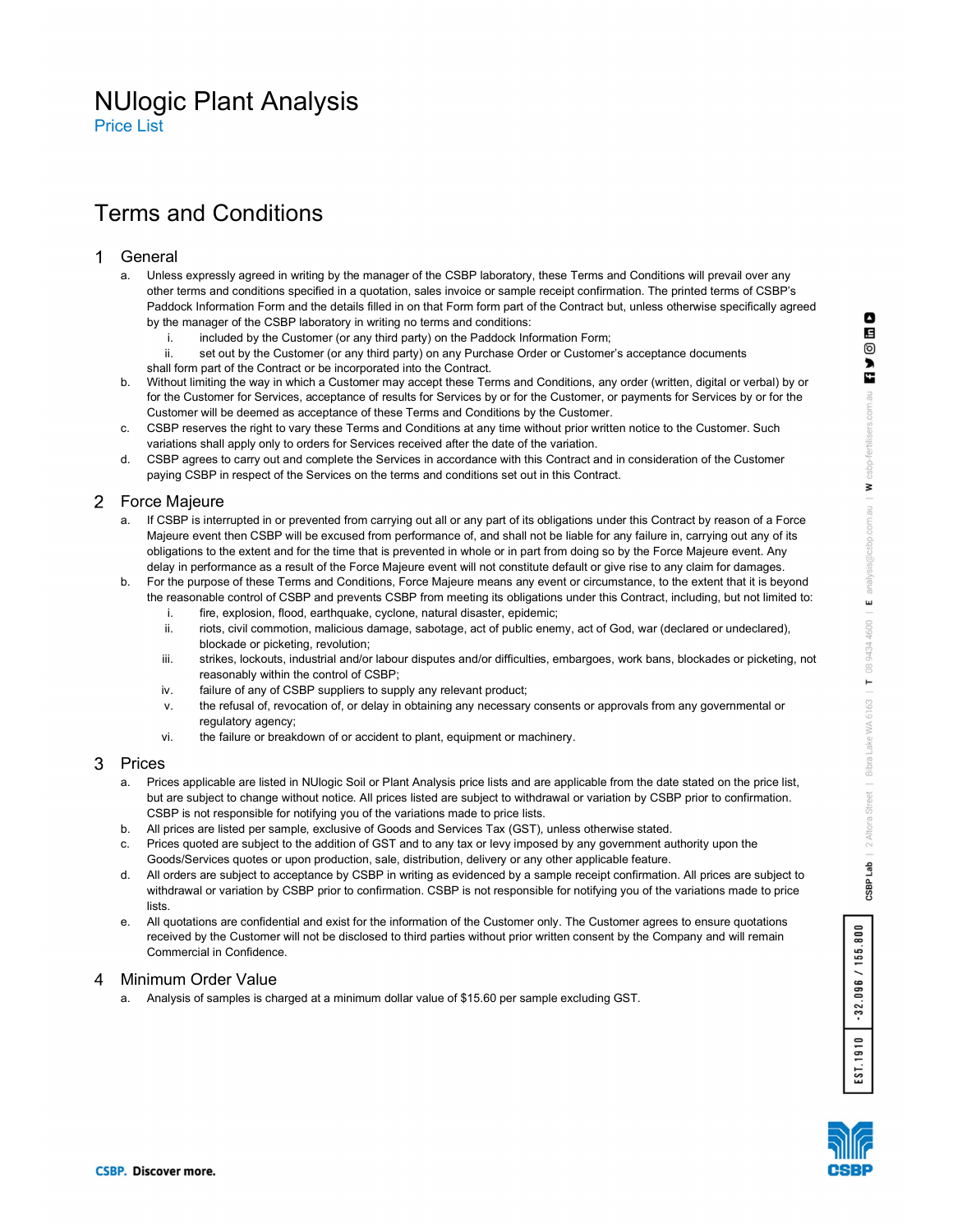# NUlogic Plant Analysis

Price List

## Terms and Conditions

### 1 General

a. Unless expressly agreed in writing by the manager of the CSBP laboratory, these Terms and Conditions will prevail over any other terms and conditions specified in a quotation, sales invoice or sample receipt confirmation. The printed terms of CSBP's Paddock Information Form and the details filled in on that Form form part of the Contract but, unless otherwise specifically agreed by the manager of the CSBP laboratory in writing no terms and conditions:

   i. included by the Customer (or any third party) on the Paddock Information Form;

   ii. set out by the Customer (or any third party) on any Purchase Order or Customer's acceptance documents

   shall form part of the Contract or be incorporated into the Contract.

b. Without limiting the way in which a Customer may accept these Terms and Conditions, any order (written, digital or verbal) by or for the Customer for Services, acceptance of results for Services by or for the Customer, or payments for Services by or for the Customer will be deemed as acceptance of these Terms and Conditions by the Customer.

c. CSBP reserves the right to vary these Terms and Conditions at any time without prior written notice to the Customer. Such variations shall apply only to orders for Services received after the date of the variation.

d. CSBP agrees to carry out and complete the Services in accordance with this Contract and in consideration of the Customer paying CSBP in respect of the Services on the terms and conditions set out in this Contract.

### 2 Force Majeure

a. If CSBP is interrupted in or prevented from carrying out all or any part of its obligations under this Contract by reason of a Force Majeure event then CSBP will be excused from performance of, and shall not be liable for any failure in, carrying out any of its obligations to the extent and for the time that is prevented in whole or in part from doing so by the Force Majeure event. Any delay in performance as a result of the Force Majeure event will not constitute default or give rise to any claim for damages.

b. For the purpose of these Terms and Conditions, Force Majeure means any event or circumstance, to the extent that it is beyond the reasonable control of CSBP and prevents CSBP from meeting its obligations under this Contract, including, but not limited to:

   i. fire, explosion, flood, earthquake, cyclone, natural disaster, epidemic;

   ii. riots, civil commotion, malicious damage, sabotage, act of public enemy, act of God, war (declared or undeclared), blockade or picketing, revolution;

   iii. strikes, lockouts, industrial and/or labour disputes and/or difficulties, embargoes, work bans, blockades or picketing, not reasonably within the control of CSBP;

   iv. failure of any of CSBP suppliers to supply any relevant product;

   v. the refusal of, revocation of, or delay in obtaining any necessary consents or approvals from any governmental or regulatory agency;

   vi. the failure or breakdown of or accident to plant, equipment or machinery.

### 3 Prices

a. Prices applicable are listed in NUlogic Soil or Plant Analysis price lists and are applicable from the date stated on the price list, but are subject to change without notice. All prices listed are subject to withdrawal or variation by CSBP prior to confirmation. CSBP is not responsible for notifying you of the variations made to price lists.

b. All prices are listed per sample, exclusive of Goods and Services Tax (GST), unless otherwise stated.

c. Prices quoted are subject to the addition of GST and to any tax or levy imposed by any government authority upon the Goods/Services quotes or upon production, sale, distribution, delivery or any other applicable feature.

d. All orders are subject to acceptance by CSBP in writing as evidenced by a sample receipt confirmation. All prices are subject to withdrawal or variation by CSBP prior to confirmation. CSBP is not responsible for notifying you of the variations made to price lists.

e. All quotations are confidential and exist for the information of the Customer only. The Customer agrees to ensure quotations received by the Customer will not be disclosed to third parties without prior written consent by the Company and will remain Commercial in Confidence.

### 4 Minimum Order Value

a. Analysis of samples is charged at a minimum dollar value of $15.60 per sample excluding GST.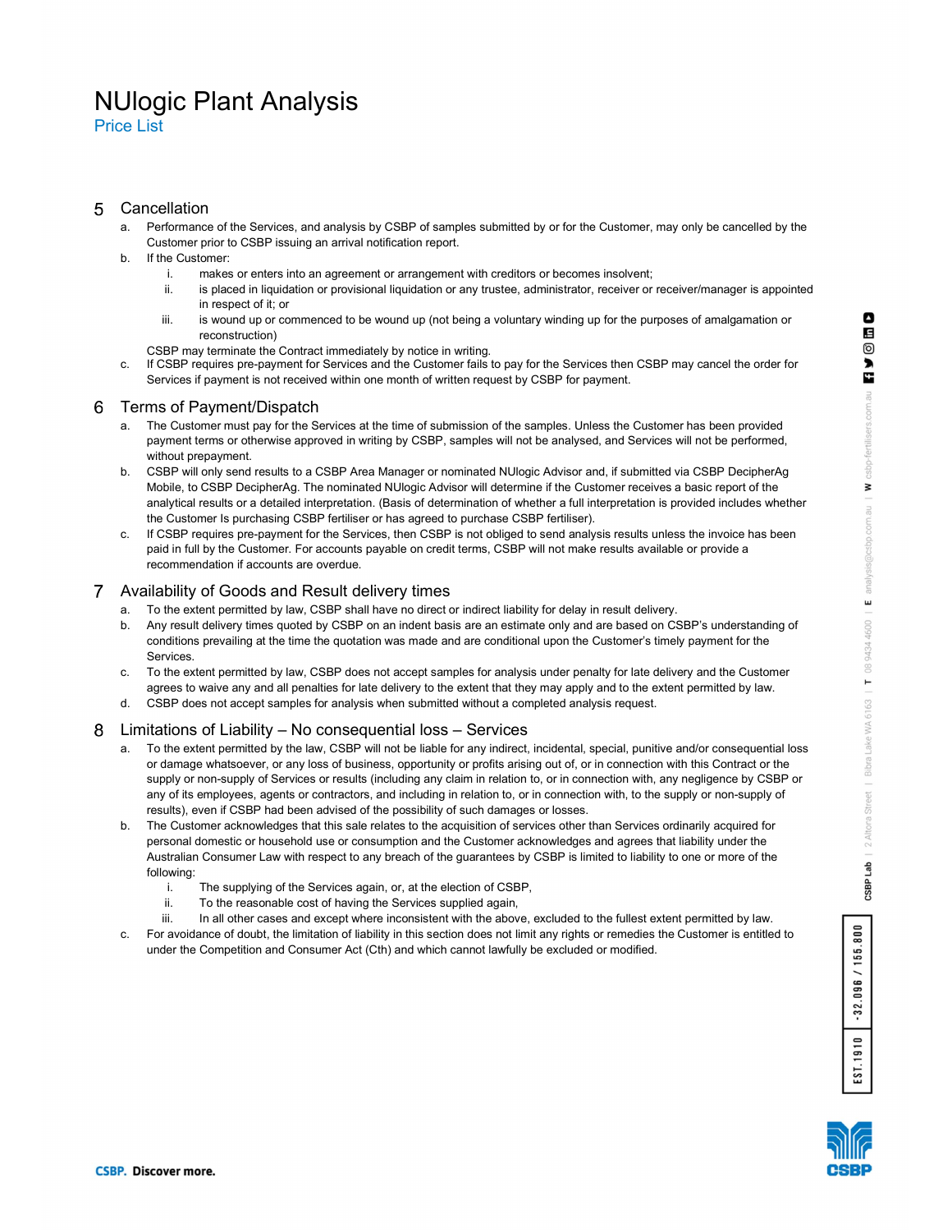# NUlogic Plant Analysis

Price List

## 5 Cancellation

a. Performance of the Services, and analysis by CSBP of samples submitted by or for the Customer, may only be cancelled by the Customer prior to CSBP issuing an arrival notification report.

b. If the Customer:

   i. makes or enters into an agreement or arrangement with creditors or becomes insolvent;

   ii. is placed in liquidation or provisional liquidation or any trustee, administrator, receiver or receiver/manager is appointed in respect of it; or

   iii. is wound up or commenced to be wound up (not being a voluntary winding up for the purposes of amalgamation or reconstruction)

   CSBP may terminate the Contract immediately by notice in writing.

c. If CSBP requires pre-payment for Services and the Customer fails to pay for the Services then CSBP may cancel the order for Services if payment is not received within one month of written request by CSBP for payment.

## 6 Terms of Payment/Dispatch

a. The Customer must pay for the Services at the time of submission of the samples. Unless the Customer has been provided payment terms or otherwise approved in writing by CSBP, samples will not be analysed, and Services will not be performed, without prepayment.

b. CSBP will only send results to a CSBP Area Manager or nominated NUlogic Advisor and, if submitted via CSBP DecipherAg Mobile, to CSBP DecipherAg. The nominated NUlogic Advisor will determine if the Customer receives a basic report of the analytical results or a detailed interpretation. (Basis of determination of whether a full interpretation is provided includes whether the Customer Is purchasing CSBP fertiliser or has agreed to purchase CSBP fertiliser).

c. If CSBP requires pre-payment for the Services, then CSBP is not obliged to send analysis results unless the invoice has been paid in full by the Customer. For accounts payable on credit terms, CSBP will not make results available or provide a recommendation if accounts are overdue.

## 7 Availability of Goods and Result delivery times

a. To the extent permitted by law, CSBP shall have no direct or indirect liability for delay in result delivery.

b. Any result delivery times quoted by CSBP on an indent basis are an estimate only and are based on CSBP's understanding of conditions prevailing at the time the quotation was made and are conditional upon the Customer's timely payment for the Services.

c. To the extent permitted by law, CSBP does not accept samples for analysis under penalty for late delivery and the Customer agrees to waive any and all penalties for late delivery to the extent that they may apply and to the extent permitted by law.

d. CSBP does not accept samples for analysis when submitted without a completed analysis request.

## 8 Limitations of Liability – No consequential loss – Services

a. To the extent permitted by the law, CSBP will not be liable for any indirect, incidental, special, punitive and/or consequential loss or damage whatsoever, or any loss of business, opportunity or profits arising out of, or in connection with this Contract or the supply or non-supply of Services or results (including any claim in relation to, or in connection with, any negligence by CSBP or any of its employees, agents or contractors, and including in relation to, or in connection with, to the supply or non-supply of results), even if CSBP had been advised of the possibility of such damages or losses.

b. The Customer acknowledges that this sale relates to the acquisition of services other than Services ordinarily acquired for personal domestic or household use or consumption and the Customer acknowledges and agrees that liability under the Australian Consumer Law with respect to any breach of the guarantees by CSBP is limited to liability to one or more of the following:

   i. The supplying of the Services again, or, at the election of CSBP,

   ii. To the reasonable cost of having the Services supplied again,

   iii. In all other cases and except where inconsistent with the above, excluded to the fullest extent permitted by law.

c. For avoidance of doubt, the limitation of liability in this section does not limit any rights or remedies the Customer is entitled to under the Competition and Consumer Act (Cth) and which cannot lawfully be excluded or modified.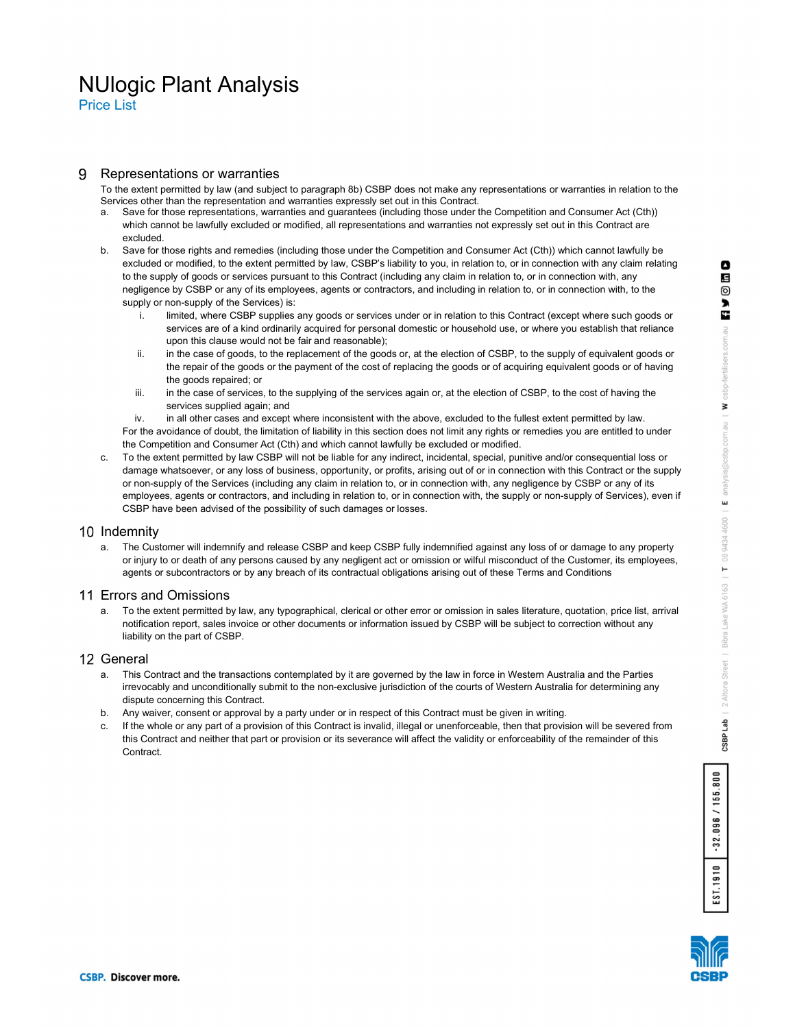## 9 Representations or warranties

To the extent permitted by law (and subject to paragraph 8b) CSBP does not make any representations or warranties in relation to the Services other than the representation and warranties expressly set out in this Contract.

a. Save for those representations, warranties and guarantees (including those under the Competition and Consumer Act (Cth)) which cannot be lawfully excluded or modified, all representations and warranties not expressly set out in this Contract are excluded.

b. Save for those rights and remedies (including those under the Competition and Consumer Act (Cth)) which cannot lawfully be excluded or modified, to the extent permitted by law, CSBP's liability to you, in relation to, or in connection with any claim relating to the supply of goods or services pursuant to this Contract (including any claim in relation to, or in connection with, any negligence by CSBP or any of its employees, agents or contractors, and including in relation to, or in connection with, to the supply or non-supply of the Services) is:

   i. limited, where CSBP supplies any goods or services under or in relation to this Contract (except where such goods or services are of a kind ordinarily acquired for personal domestic or household use, or where you establish that reliance upon this clause would not be fair and reasonable);

   ii. in the case of goods, to the replacement of the goods or, at the election of CSBP, to the supply of equivalent goods or the repair of the goods or the payment of the cost of replacing the goods or of acquiring equivalent goods or of having the goods repaired; or

   iii. in the case of services, to the supplying of the services again or, at the election of CSBP, to the cost of having the services supplied again; and

   iv. in all other cases and except where inconsistent with the above, excluded to the fullest extent permitted by law.

   For the avoidance of doubt, the limitation of liability in this section does not limit any rights or remedies you are entitled to under the Competition and Consumer Act (Cth) and which cannot lawfully be excluded or modified.

c. To the extent permitted by law CSBP will not be liable for any indirect, incidental, special, punitive and/or consequential loss or damage whatsoever, or any loss of business, opportunity, or profits, arising out of or in connection with this Contract or the supply or non-supply of the Services (including any claim in relation to, or in connection with, any negligence by CSBP or any of its employees, agents or contractors, and including in relation to, or in connection with, the supply or non-supply of Services), even if CSBP have been advised of the possibility of such damages or losses.

## 10 Indemnity

a. The Customer will indemnify and release CSBP and keep CSBP fully indemnified against any loss of or damage to any property or injury to or death of any persons caused by any negligent act or omission or wilful misconduct of the Customer, its employees, agents or subcontractors or by any breach of its contractual obligations arising out of these Terms and Conditions

## 11 Errors and Omissions

a. To the extent permitted by law, any typographical, clerical or other error or omission in sales literature, quotation, price list, arrival notification report, sales invoice or other documents or information issued by CSBP will be subject to correction without any liability on the part of CSBP.

## 12 General

a. This Contract and the transactions contemplated by it are governed by the law in force in Western Australia and the Parties irrevocably and unconditionally submit to the non-exclusive jurisdiction of the courts of Western Australia for determining any dispute concerning this Contract.

b. Any waiver, consent or approval by a party under or in respect of this Contract must be given in writing.

c. If the whole or any part of a provision of this Contract is invalid, illegal or unenforceable, then that provision will be severed from this Contract and neither that part or provision or its severance will affect the validity or enforceability of the remainder of this Contract.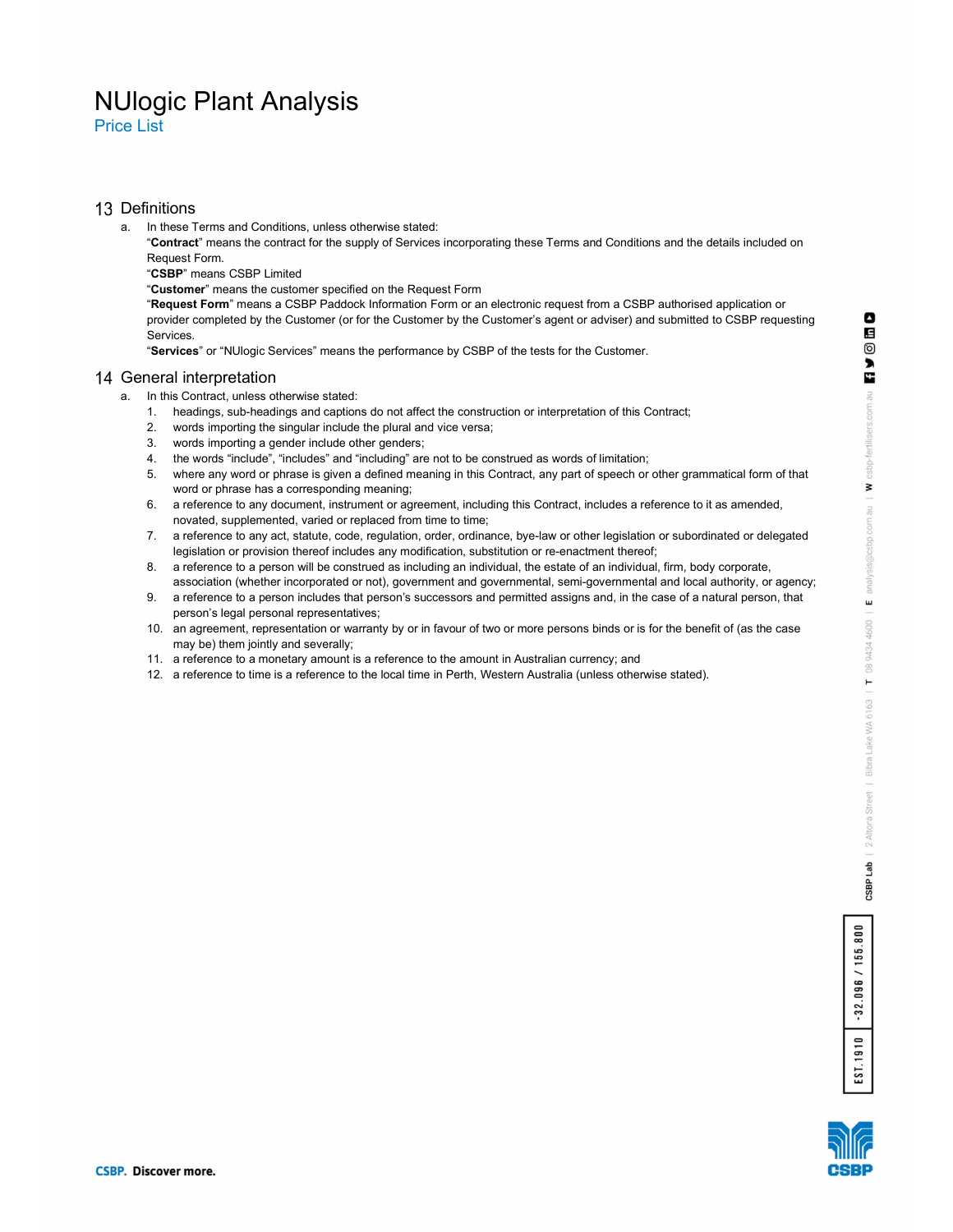# NUlogic Plant Analysis

Price List

## 13 Definitions

a. In these Terms and Conditions, unless otherwise stated:

"**Contract**" means the contract for the supply of Services incorporating these Terms and Conditions and the details included on Request Form.

"**CSBP**" means CSBP Limited

"**Customer**" means the customer specified on the Request Form

"**Request Form**" means a CSBP Paddock Information Form or an electronic request from a CSBP authorised application or provider completed by the Customer (or for the Customer by the Customer's agent or adviser) and submitted to CSBP requesting Services.

"**Services**" or "NUlogic Services" means the performance by CSBP of the tests for the Customer.

## 14 General interpretation

a. In this Contract, unless otherwise stated:

1. headings, sub-headings and captions do not affect the construction or interpretation of this Contract;
2. words importing the singular include the plural and vice versa;
3. words importing a gender include other genders;
4. the words "include", "includes" and "including" are not to be construed as words of limitation;
5. where any word or phrase is given a defined meaning in this Contract, any part of speech or other grammatical form of that word or phrase has a corresponding meaning;
6. a reference to any document, instrument or agreement, including this Contract, includes a reference to it as amended, novated, supplemented, varied or replaced from time to time;
7. a reference to any act, statute, code, regulation, order, ordinance, bye-law or other legislation or subordinated or delegated legislation or provision thereof includes any modification, substitution or re-enactment thereof;
8. a reference to a person will be construed as including an individual, the estate of an individual, firm, body corporate, association (whether incorporated or not), government and governmental, semi-governmental and local authority, or agency;
9. a reference to a person includes that person's successors and permitted assigns and, in the case of a natural person, that person's legal personal representatives;
10. an agreement, representation or warranty by or in favour of two or more persons binds or is for the benefit of (as the case may be) them jointly and severally;
11. a reference to a monetary amount is a reference to the amount in Australian currency; and
12. a reference to time is a reference to the local time in Perth, Western Australia (unless otherwise stated).